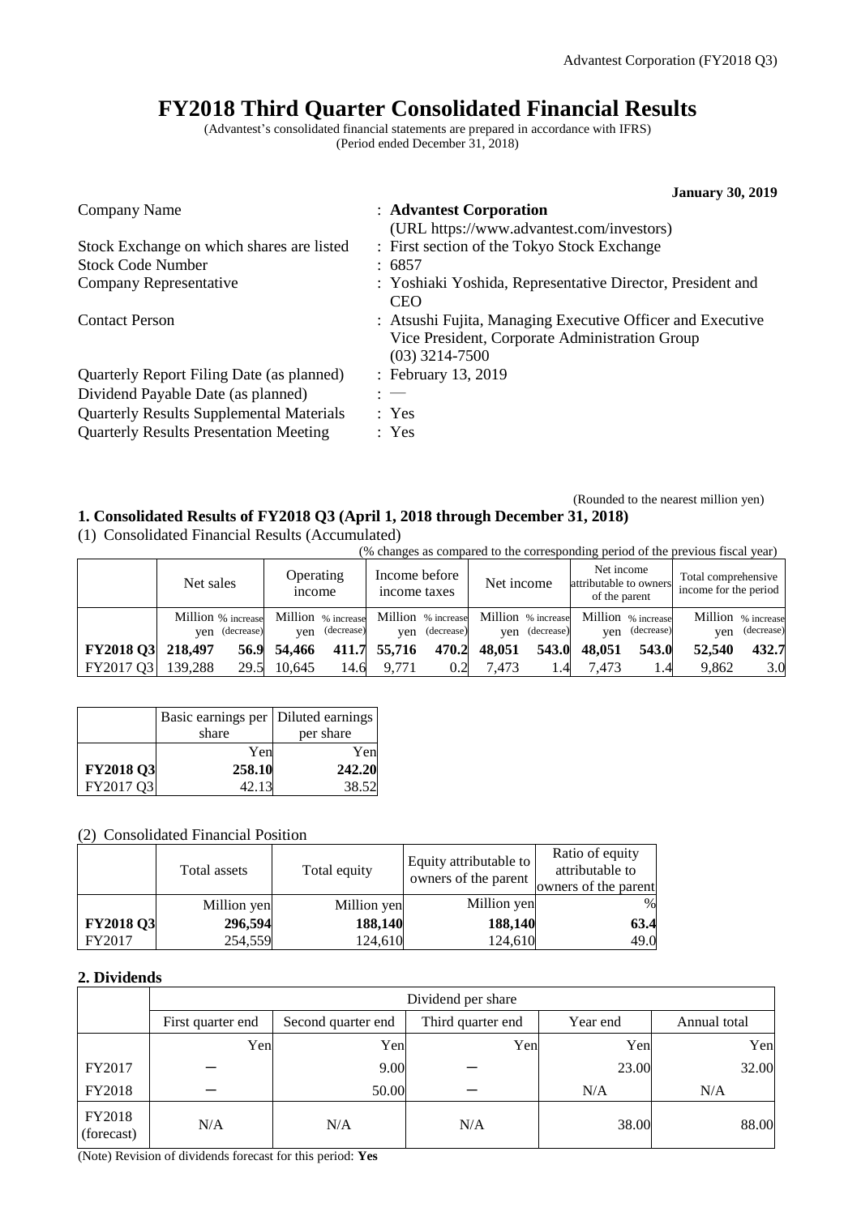# FY2018 Third Quarter Consolidated Financial Results

(Advantest's consolidated financial statements are prepared in accordance with IFRS)
(Period ended December 31, 2018)

**January 30, 2019**

| | |
|---|---|
| Company Name | : **Advantest Corporation** (URL https://www.advantest.com/investors) |
| Stock Exchange on which shares are listed | : First section of the Tokyo Stock Exchange |
| Stock Code Number | : 6857 |
| Company Representative | : Yoshiaki Yoshida, Representative Director, President and CEO |
| Contact Person | : Atsushi Fujita, Managing Executive Officer and Executive Vice President, Corporate Administration Group (03) 3214-7500 |
| Quarterly Report Filing Date (as planned) | : February 13, 2019 |
| Dividend Payable Date (as planned) | : — |
| Quarterly Results Supplemental Materials | : Yes |
| Quarterly Results Presentation Meeting | : Yes |

(Rounded to the nearest million yen)

## 1. Consolidated Results of FY2018 Q3 (April 1, 2018 through December 31, 2018)

(1) Consolidated Financial Results (Accumulated)

(% changes as compared to the corresponding period of the previous fiscal year)

| | Net sales | | Operating income | | Income before income taxes | | Net income | | Net income attributable to owners of the parent | | Total comprehensive income for the period | |
|---|---|---|---|---|---|---|---|---|---|---|---|---|
| | Million yen | % increase (decrease) | Million yen | % increase (decrease) | Million yen | % increase (decrease) | Million yen | % increase (decrease) | Million yen | % increase (decrease) | Million yen | % increase (decrease) |
| **FY2018 Q3** | **218,497** | **56.9** | **54,466** | **411.7** | **55,716** | **470.2** | **48,051** | **543.0** | **48,051** | **543.0** | **52,540** | **432.7** |
| FY2017 Q3 | 139,288 | 29.5 | 10,645 | 14.6 | 9,771 | 0.2 | 7,473 | 1.4 | 7,473 | 1.4 | 9,862 | 3.0 |

| | Basic earnings per share | Diluted earnings per share |
|---|---|---|
| | Yen | Yen |
| **FY2018 Q3** | **258.10** | **242.20** |
| FY2017 Q3 | 42.13 | 38.52 |

(2) Consolidated Financial Position

| | Total assets | Total equity | Equity attributable to owners of the parent | Ratio of equity attributable to owners of the parent |
|---|---|---|---|---|
| | Million yen | Million yen | Million yen | % |
| **FY2018 Q3** | **296,594** | **188,140** | **188,140** | **63.4** |
| FY2017 | 254,559 | 124,610 | 124,610 | 49.0 |

## 2. Dividends

| | Dividend per share | | | | |
|---|---|---|---|---|---|
| | First quarter end | Second quarter end | Third quarter end | Year end | Annual total |
| | Yen | Yen | Yen | Yen | Yen |
| FY2017 | ― | 9.00 | ― | 23.00 | 32.00 |
| FY2018 | ― | 50.00 | ― | N/A | N/A |
| FY2018 (forecast) | N/A | N/A | N/A | 38.00 | 88.00 |

(Note) Revision of dividends forecast for this period: **Yes**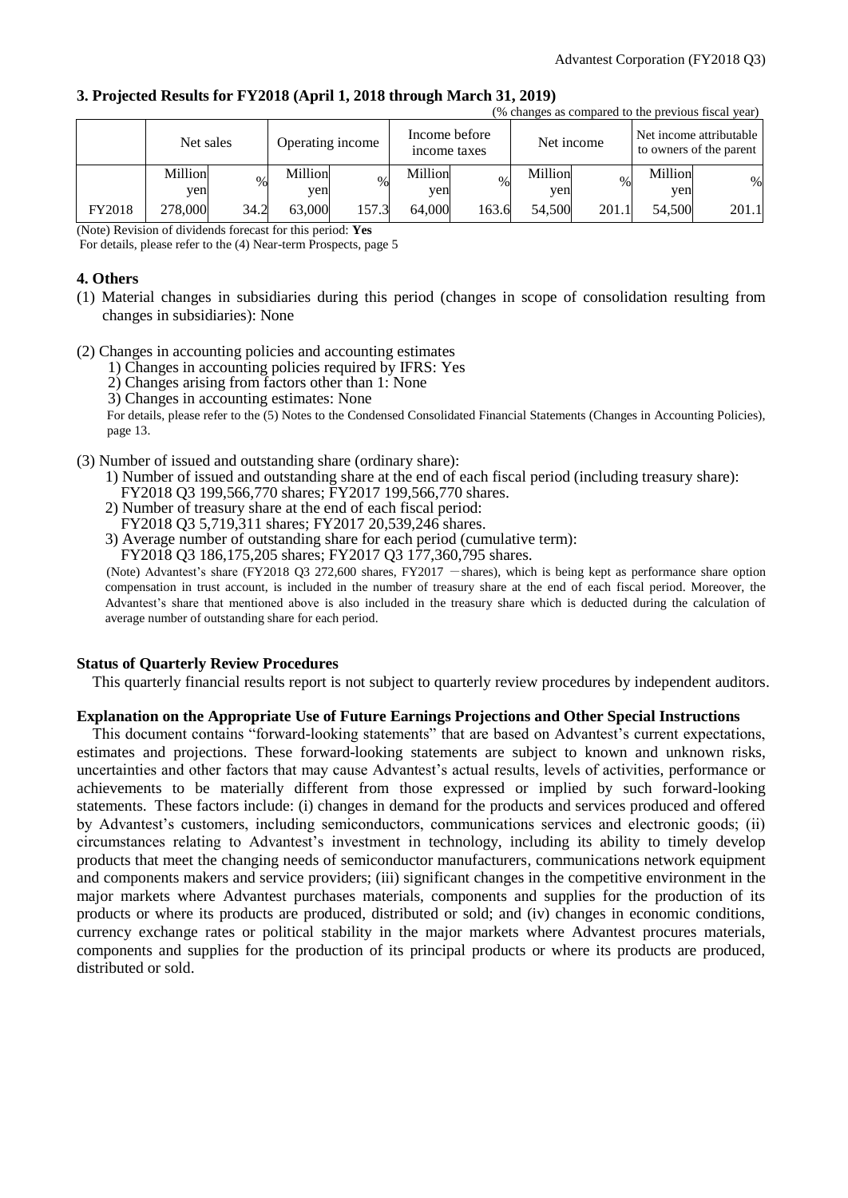### 3. Projected Results for FY2018 (April 1, 2018 through March 31, 2019)

(% changes as compared to the previous fiscal year)

| | Net sales | | Operating income | | Income before income taxes | | Net income | | Net income attributable to owners of the parent | |
|---|---|---|---|---|---|---|---|---|---|---|
| | Million yen | % | Million yen | % | Million yen | % | Million yen | % | Million yen | % |
| FY2018 | 278,000 | 34.2 | 63,000 | 157.3 | 64,000 | 163.6 | 54,500 | 201.1 | 54,500 | 201.1 |

(Note) Revision of dividends forecast for this period: **Yes**

For details, please refer to the (4) Near-term Prospects, page 5

### 4. Others

(1) Material changes in subsidiaries during this period (changes in scope of consolidation resulting from changes in subsidiaries): None

(2) Changes in accounting policies and accounting estimates

1) Changes in accounting policies required by IFRS: Yes
2) Changes arising from factors other than 1: None
3) Changes in accounting estimates: None

For details, please refer to the (5) Notes to the Condensed Consolidated Financial Statements (Changes in Accounting Policies), page 13.

(3) Number of issued and outstanding share (ordinary share):

1) Number of issued and outstanding share at the end of each fiscal period (including treasury share): FY2018 Q3 199,566,770 shares; FY2017 199,566,770 shares.
2) Number of treasury share at the end of each fiscal period: FY2018 Q3 5,719,311 shares; FY2017 20,539,246 shares.
3) Average number of outstanding share for each period (cumulative term): FY2018 Q3 186,175,205 shares; FY2017 Q3 177,360,795 shares.

(Note) Advantest's share (FY2018 Q3 272,600 shares, FY2017 －shares), which is being kept as performance share option compensation in trust account, is included in the number of treasury share at the end of each fiscal period. Moreover, the Advantest's share that mentioned above is also included in the treasury share which is deducted during the calculation of average number of outstanding share for each period.

**Status of Quarterly Review Procedures**

This quarterly financial results report is not subject to quarterly review procedures by independent auditors.

**Explanation on the Appropriate Use of Future Earnings Projections and Other Special Instructions**

This document contains "forward-looking statements" that are based on Advantest's current expectations, estimates and projections. These forward-looking statements are subject to known and unknown risks, uncertainties and other factors that may cause Advantest's actual results, levels of activities, performance or achievements to be materially different from those expressed or implied by such forward-looking statements. These factors include: (i) changes in demand for the products and services produced and offered by Advantest's customers, including semiconductors, communications services and electronic goods; (ii) circumstances relating to Advantest's investment in technology, including its ability to timely develop products that meet the changing needs of semiconductor manufacturers, communications network equipment and components makers and service providers; (iii) significant changes in the competitive environment in the major markets where Advantest purchases materials, components and supplies for the production of its products or where its products are produced, distributed or sold; and (iv) changes in economic conditions, currency exchange rates or political stability in the major markets where Advantest procures materials, components and supplies for the production of its principal products or where its products are produced, distributed or sold.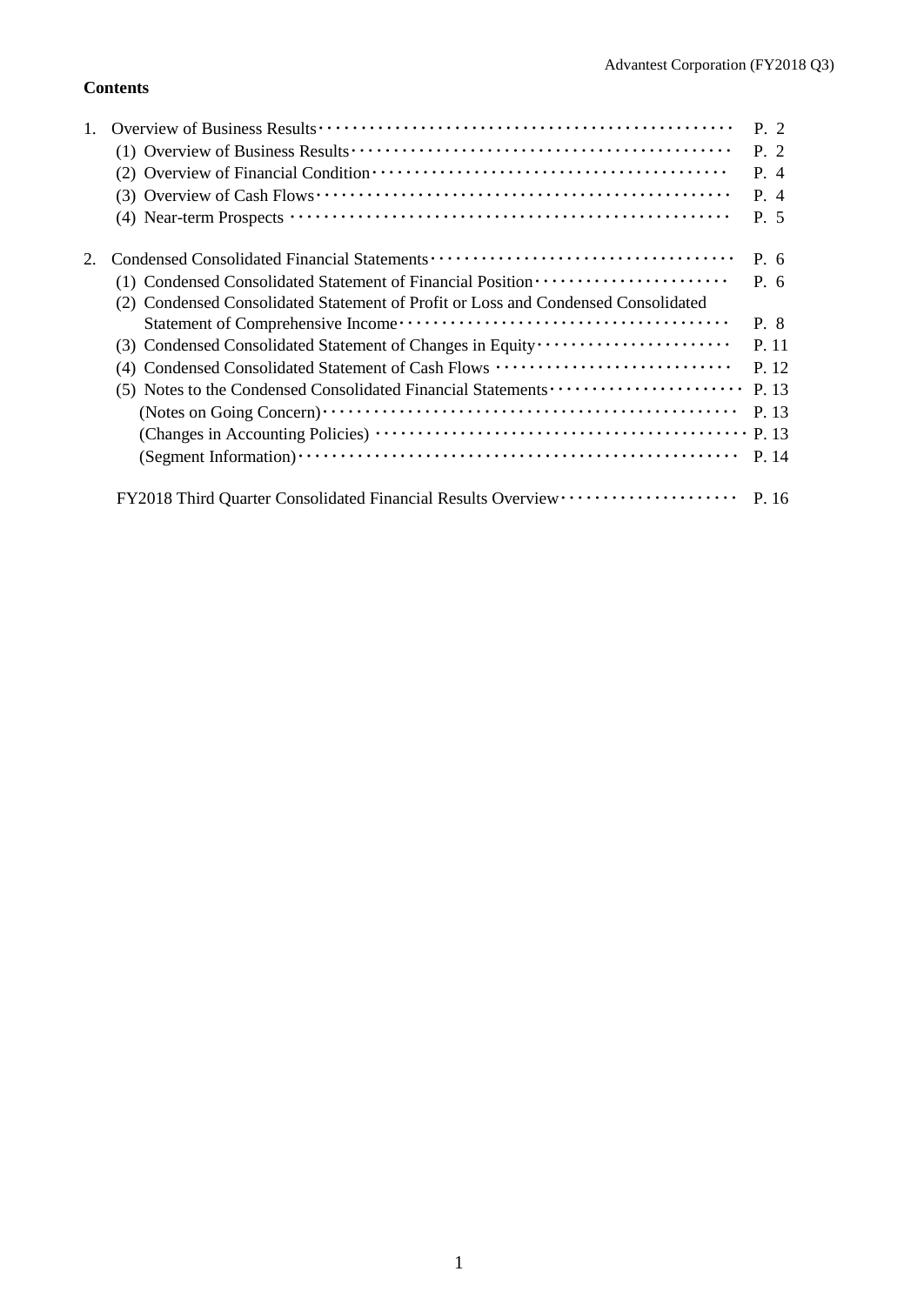**Contents**

1. Overview of Business Results ･･･ P. 2
   - (1) Overview of Business Results ･･･ P. 2
   - (2) Overview of Financial Condition ･･･ P. 4
   - (3) Overview of Cash Flows ･･･ P. 4
   - (4) Near-term Prospects ･･･ P. 5

2. Condensed Consolidated Financial Statements ･･･ P. 6
   - (1) Condensed Consolidated Statement of Financial Position ･･･ P. 6
   - (2) Condensed Consolidated Statement of Profit or Loss and Condensed Consolidated Statement of Comprehensive Income ･･･ P. 8
   - (3) Condensed Consolidated Statement of Changes in Equity ･･･ P. 11
   - (4) Condensed Consolidated Statement of Cash Flows ･･･ P. 12
   - (5) Notes to the Condensed Consolidated Financial Statements ･･･ P. 13
     - (Notes on Going Concern) ･･･ P. 13
     - (Changes in Accounting Policies) ･･･ P. 13
     - (Segment Information) ･･･ P. 14

FY2018 Third Quarter Consolidated Financial Results Overview ･･･ P. 16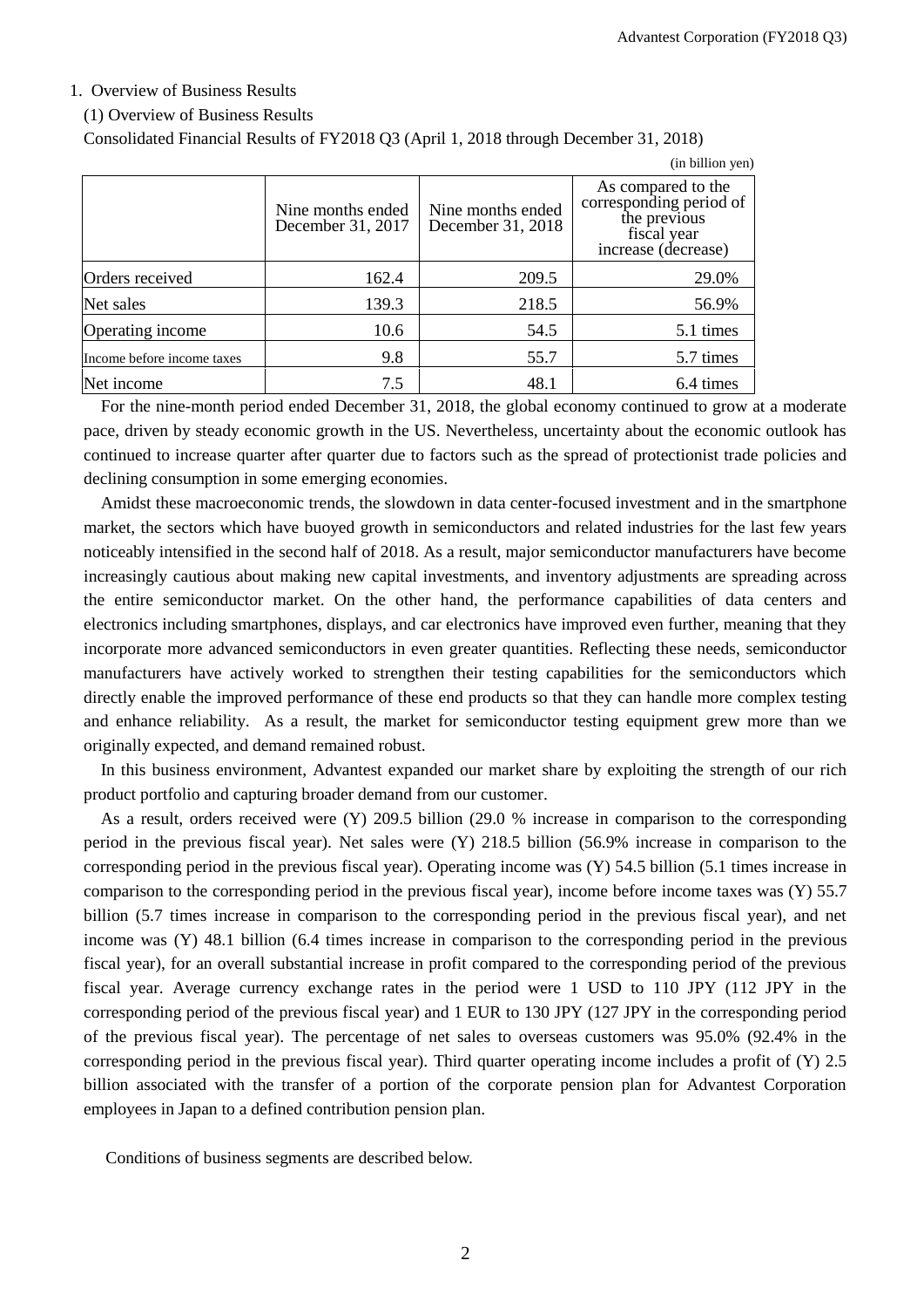## 1. Overview of Business Results

### (1) Overview of Business Results

Consolidated Financial Results of FY2018 Q3 (April 1, 2018 through December 31, 2018)

(in billion yen)

| | Nine months ended December 31, 2017 | Nine months ended December 31, 2018 | As compared to the corresponding period of the previous fiscal year increase (decrease) |
|---|---|---|---|
| Orders received | 162.4 | 209.5 | 29.0% |
| Net sales | 139.3 | 218.5 | 56.9% |
| Operating income | 10.6 | 54.5 | 5.1 times |
| Income before income taxes | 9.8 | 55.7 | 5.7 times |
| Net income | 7.5 | 48.1 | 6.4 times |

For the nine-month period ended December 31, 2018, the global economy continued to grow at a moderate pace, driven by steady economic growth in the US. Nevertheless, uncertainty about the economic outlook has continued to increase quarter after quarter due to factors such as the spread of protectionist trade policies and declining consumption in some emerging economies.

Amidst these macroeconomic trends, the slowdown in data center-focused investment and in the smartphone market, the sectors which have buoyed growth in semiconductors and related industries for the last few years noticeably intensified in the second half of 2018. As a result, major semiconductor manufacturers have become increasingly cautious about making new capital investments, and inventory adjustments are spreading across the entire semiconductor market. On the other hand, the performance capabilities of data centers and electronics including smartphones, displays, and car electronics have improved even further, meaning that they incorporate more advanced semiconductors in even greater quantities. Reflecting these needs, semiconductor manufacturers have actively worked to strengthen their testing capabilities for the semiconductors which directly enable the improved performance of these end products so that they can handle more complex testing and enhance reliability. As a result, the market for semiconductor testing equipment grew more than we originally expected, and demand remained robust.

In this business environment, Advantest expanded our market share by exploiting the strength of our rich product portfolio and capturing broader demand from our customer.

As a result, orders received were (Y) 209.5 billion (29.0 % increase in comparison to the corresponding period in the previous fiscal year). Net sales were (Y) 218.5 billion (56.9% increase in comparison to the corresponding period in the previous fiscal year). Operating income was (Y) 54.5 billion (5.1 times increase in comparison to the corresponding period in the previous fiscal year), income before income taxes was (Y) 55.7 billion (5.7 times increase in comparison to the corresponding period in the previous fiscal year), and net income was (Y) 48.1 billion (6.4 times increase in comparison to the corresponding period in the previous fiscal year), for an overall substantial increase in profit compared to the corresponding period of the previous fiscal year. Average currency exchange rates in the period were 1 USD to 110 JPY (112 JPY in the corresponding period of the previous fiscal year) and 1 EUR to 130 JPY (127 JPY in the corresponding period of the previous fiscal year). The percentage of net sales to overseas customers was 95.0% (92.4% in the corresponding period in the previous fiscal year). Third quarter operating income includes a profit of (Y) 2.5 billion associated with the transfer of a portion of the corporate pension plan for Advantest Corporation employees in Japan to a defined contribution pension plan.

Conditions of business segments are described below.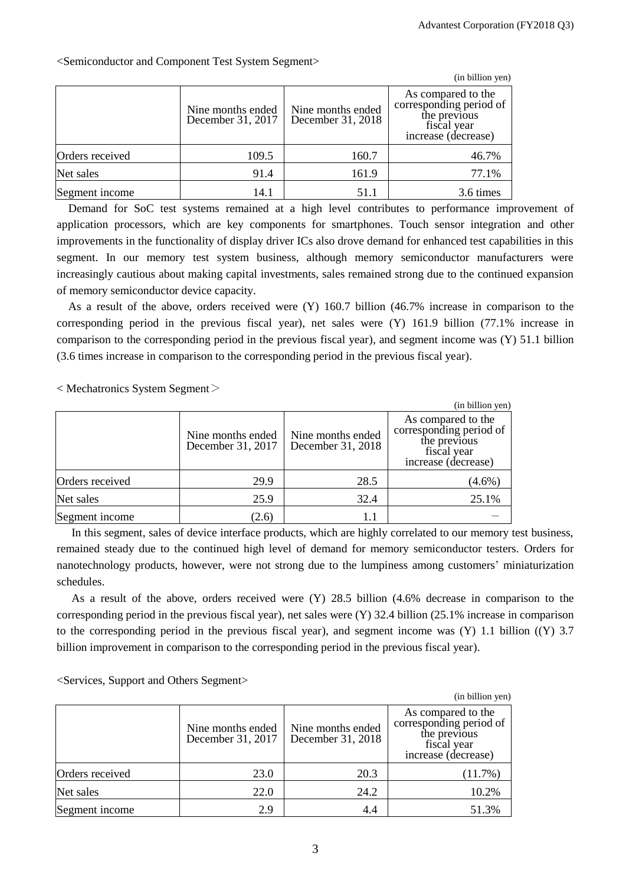<Semiconductor and Component Test System Segment>

(in billion yen)

| | Nine months ended December 31, 2017 | Nine months ended December 31, 2018 | As compared to the corresponding period of the previous fiscal year increase (decrease) |
|---|---|---|---|
| Orders received | 109.5 | 160.7 | 46.7% |
| Net sales | 91.4 | 161.9 | 77.1% |
| Segment income | 14.1 | 51.1 | 3.6 times |

Demand for SoC test systems remained at a high level contributes to performance improvement of application processors, which are key components for smartphones. Touch sensor integration and other improvements in the functionality of display driver ICs also drove demand for enhanced test capabilities in this segment. In our memory test system business, although memory semiconductor manufacturers were increasingly cautious about making capital investments, sales remained strong due to the continued expansion of memory semiconductor device capacity.

As a result of the above, orders received were (Y) 160.7 billion (46.7% increase in comparison to the corresponding period in the previous fiscal year), net sales were (Y) 161.9 billion (77.1% increase in comparison to the corresponding period in the previous fiscal year), and segment income was (Y) 51.1 billion (3.6 times increase in comparison to the corresponding period in the previous fiscal year).

< Mechatronics System Segment＞

(in billion yen)

| | Nine months ended December 31, 2017 | Nine months ended December 31, 2018 | As compared to the corresponding period of the previous fiscal year increase (decrease) |
|---|---|---|---|
| Orders received | 29.9 | 28.5 | (4.6%) |
| Net sales | 25.9 | 32.4 | 25.1% |
| Segment income | (2.6) | 1.1 | － |

In this segment, sales of device interface products, which are highly correlated to our memory test business, remained steady due to the continued high level of demand for memory semiconductor testers. Orders for nanotechnology products, however, were not strong due to the lumpiness among customers' miniaturization schedules.

As a result of the above, orders received were (Y) 28.5 billion (4.6% decrease in comparison to the corresponding period in the previous fiscal year), net sales were (Y) 32.4 billion (25.1% increase in comparison to the corresponding period in the previous fiscal year), and segment income was (Y) 1.1 billion ((Y) 3.7 billion improvement in comparison to the corresponding period in the previous fiscal year).

<Services, Support and Others Segment>

(in billion yen)

| | Nine months ended December 31, 2017 | Nine months ended December 31, 2018 | As compared to the corresponding period of the previous fiscal year increase (decrease) |
|---|---|---|---|
| Orders received | 23.0 | 20.3 | (11.7%) |
| Net sales | 22.0 | 24.2 | 10.2% |
| Segment income | 2.9 | 4.4 | 51.3% |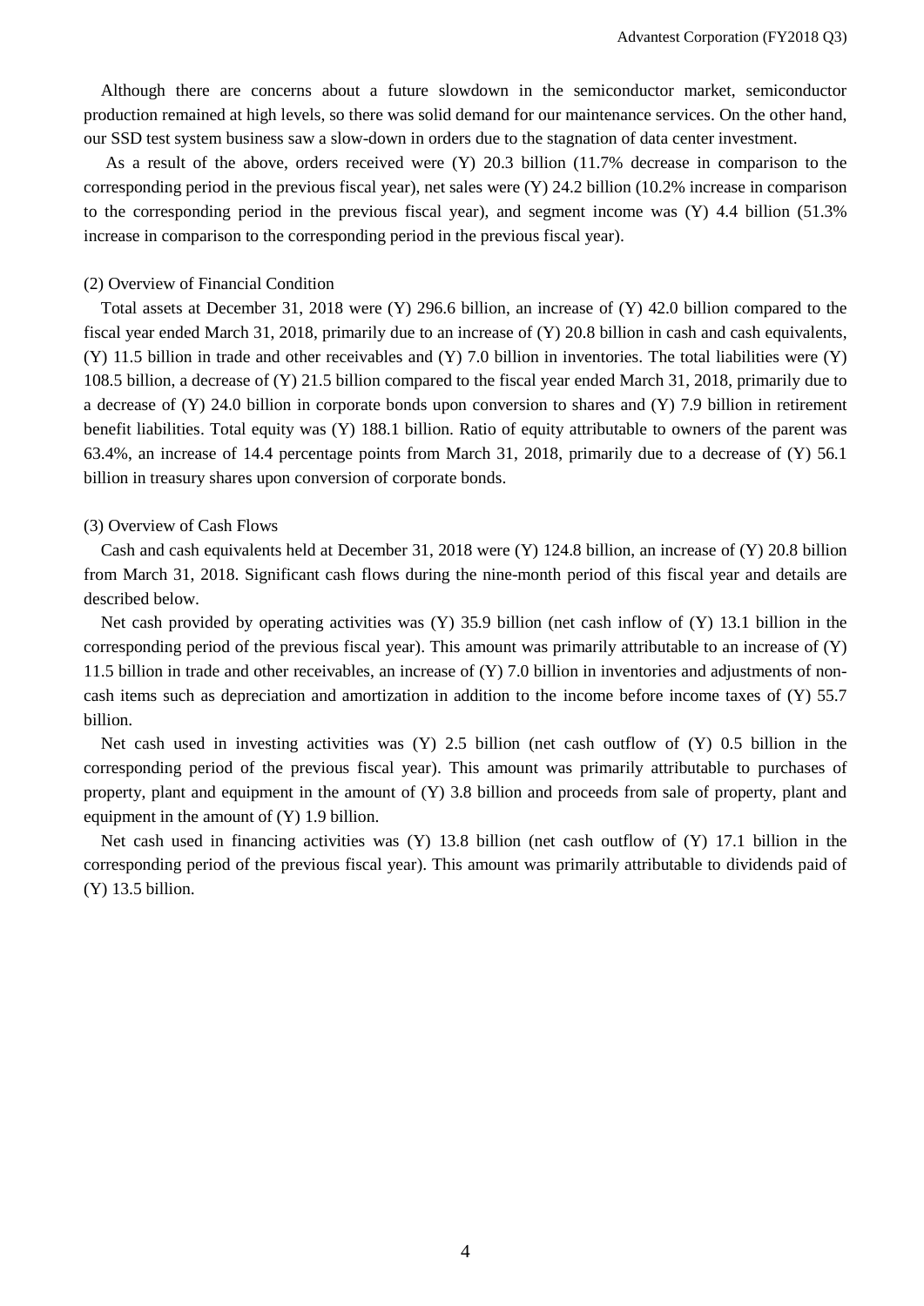Although there are concerns about a future slowdown in the semiconductor market, semiconductor production remained at high levels, so there was solid demand for our maintenance services. On the other hand, our SSD test system business saw a slow-down in orders due to the stagnation of data center investment.

As a result of the above, orders received were (Y) 20.3 billion (11.7% decrease in comparison to the corresponding period in the previous fiscal year), net sales were (Y) 24.2 billion (10.2% increase in comparison to the corresponding period in the previous fiscal year), and segment income was (Y) 4.4 billion (51.3% increase in comparison to the corresponding period in the previous fiscal year).

(2) Overview of Financial Condition

Total assets at December 31, 2018 were (Y) 296.6 billion, an increase of (Y) 42.0 billion compared to the fiscal year ended March 31, 2018, primarily due to an increase of (Y) 20.8 billion in cash and cash equivalents, (Y) 11.5 billion in trade and other receivables and (Y) 7.0 billion in inventories. The total liabilities were (Y) 108.5 billion, a decrease of (Y) 21.5 billion compared to the fiscal year ended March 31, 2018, primarily due to a decrease of (Y) 24.0 billion in corporate bonds upon conversion to shares and (Y) 7.9 billion in retirement benefit liabilities. Total equity was (Y) 188.1 billion. Ratio of equity attributable to owners of the parent was 63.4%, an increase of 14.4 percentage points from March 31, 2018, primarily due to a decrease of (Y) 56.1 billion in treasury shares upon conversion of corporate bonds.

(3) Overview of Cash Flows

Cash and cash equivalents held at December 31, 2018 were (Y) 124.8 billion, an increase of (Y) 20.8 billion from March 31, 2018. Significant cash flows during the nine-month period of this fiscal year and details are described below.

Net cash provided by operating activities was (Y) 35.9 billion (net cash inflow of (Y) 13.1 billion in the corresponding period of the previous fiscal year). This amount was primarily attributable to an increase of (Y) 11.5 billion in trade and other receivables, an increase of (Y) 7.0 billion in inventories and adjustments of non-cash items such as depreciation and amortization in addition to the income before income taxes of (Y) 55.7 billion.

Net cash used in investing activities was (Y) 2.5 billion (net cash outflow of (Y) 0.5 billion in the corresponding period of the previous fiscal year). This amount was primarily attributable to purchases of property, plant and equipment in the amount of (Y) 3.8 billion and proceeds from sale of property, plant and equipment in the amount of (Y) 1.9 billion.

Net cash used in financing activities was (Y) 13.8 billion (net cash outflow of (Y) 17.1 billion in the corresponding period of the previous fiscal year). This amount was primarily attributable to dividends paid of (Y) 13.5 billion.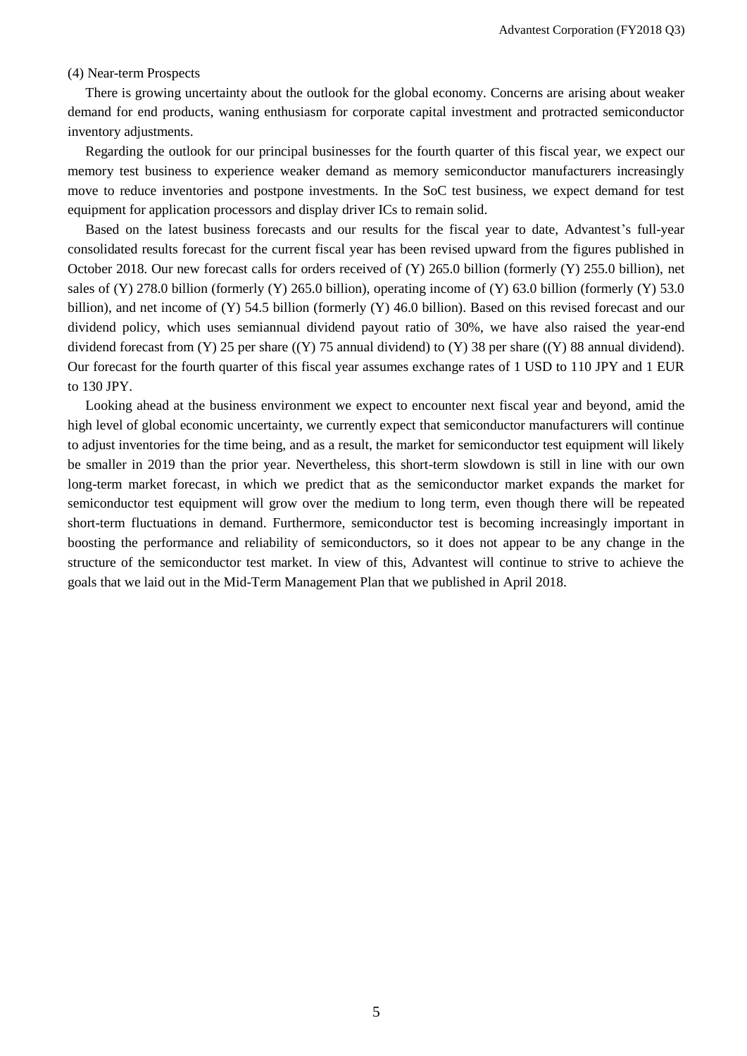(4) Near-term Prospects

There is growing uncertainty about the outlook for the global economy. Concerns are arising about weaker demand for end products, waning enthusiasm for corporate capital investment and protracted semiconductor inventory adjustments.

Regarding the outlook for our principal businesses for the fourth quarter of this fiscal year, we expect our memory test business to experience weaker demand as memory semiconductor manufacturers increasingly move to reduce inventories and postpone investments. In the SoC test business, we expect demand for test equipment for application processors and display driver ICs to remain solid.

Based on the latest business forecasts and our results for the fiscal year to date, Advantest's full-year consolidated results forecast for the current fiscal year has been revised upward from the figures published in October 2018. Our new forecast calls for orders received of (Y) 265.0 billion (formerly (Y) 255.0 billion), net sales of (Y) 278.0 billion (formerly (Y) 265.0 billion), operating income of (Y) 63.0 billion (formerly (Y) 53.0 billion), and net income of (Y) 54.5 billion (formerly (Y) 46.0 billion). Based on this revised forecast and our dividend policy, which uses semiannual dividend payout ratio of 30%, we have also raised the year-end dividend forecast from (Y) 25 per share ((Y) 75 annual dividend) to (Y) 38 per share ((Y) 88 annual dividend). Our forecast for the fourth quarter of this fiscal year assumes exchange rates of 1 USD to 110 JPY and 1 EUR to 130 JPY.

Looking ahead at the business environment we expect to encounter next fiscal year and beyond, amid the high level of global economic uncertainty, we currently expect that semiconductor manufacturers will continue to adjust inventories for the time being, and as a result, the market for semiconductor test equipment will likely be smaller in 2019 than the prior year. Nevertheless, this short-term slowdown is still in line with our own long-term market forecast, in which we predict that as the semiconductor market expands the market for semiconductor test equipment will grow over the medium to long term, even though there will be repeated short-term fluctuations in demand. Furthermore, semiconductor test is becoming increasingly important in boosting the performance and reliability of semiconductors, so it does not appear to be any change in the structure of the semiconductor test market. In view of this, Advantest will continue to strive to achieve the goals that we laid out in the Mid-Term Management Plan that we published in April 2018.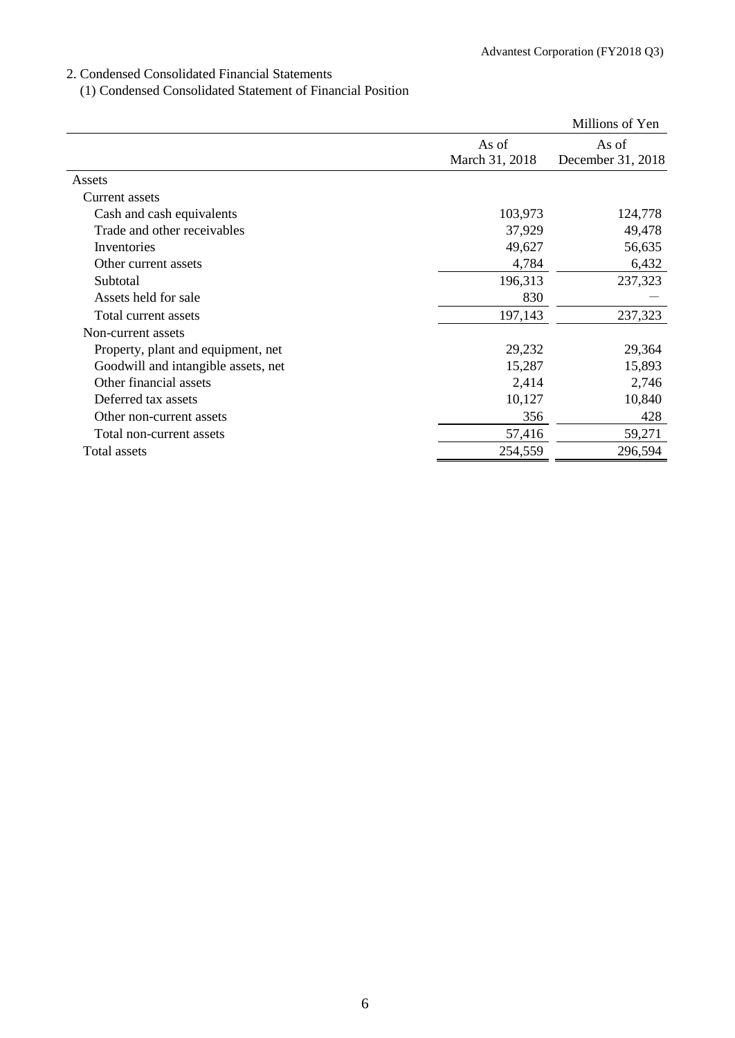## 2. Condensed Consolidated Financial Statements

### (1) Condensed Consolidated Statement of Financial Position

| | | Millions of Yen |
|---|---|---|
| | As of March 31, 2018 | As of December 31, 2018 |
| Assets | | |
| Current assets | | |
| Cash and cash equivalents | 103,973 | 124,778 |
| Trade and other receivables | 37,929 | 49,478 |
| Inventories | 49,627 | 56,635 |
| Other current assets | 4,784 | 6,432 |
| Subtotal | 196,313 | 237,323 |
| Assets held for sale | 830 | ― |
| Total current assets | 197,143 | 237,323 |
| Non-current assets | | |
| Property, plant and equipment, net | 29,232 | 29,364 |
| Goodwill and intangible assets, net | 15,287 | 15,893 |
| Other financial assets | 2,414 | 2,746 |
| Deferred tax assets | 10,127 | 10,840 |
| Other non-current assets | 356 | 428 |
| Total non-current assets | 57,416 | 59,271 |
| Total assets | 254,559 | 296,594 |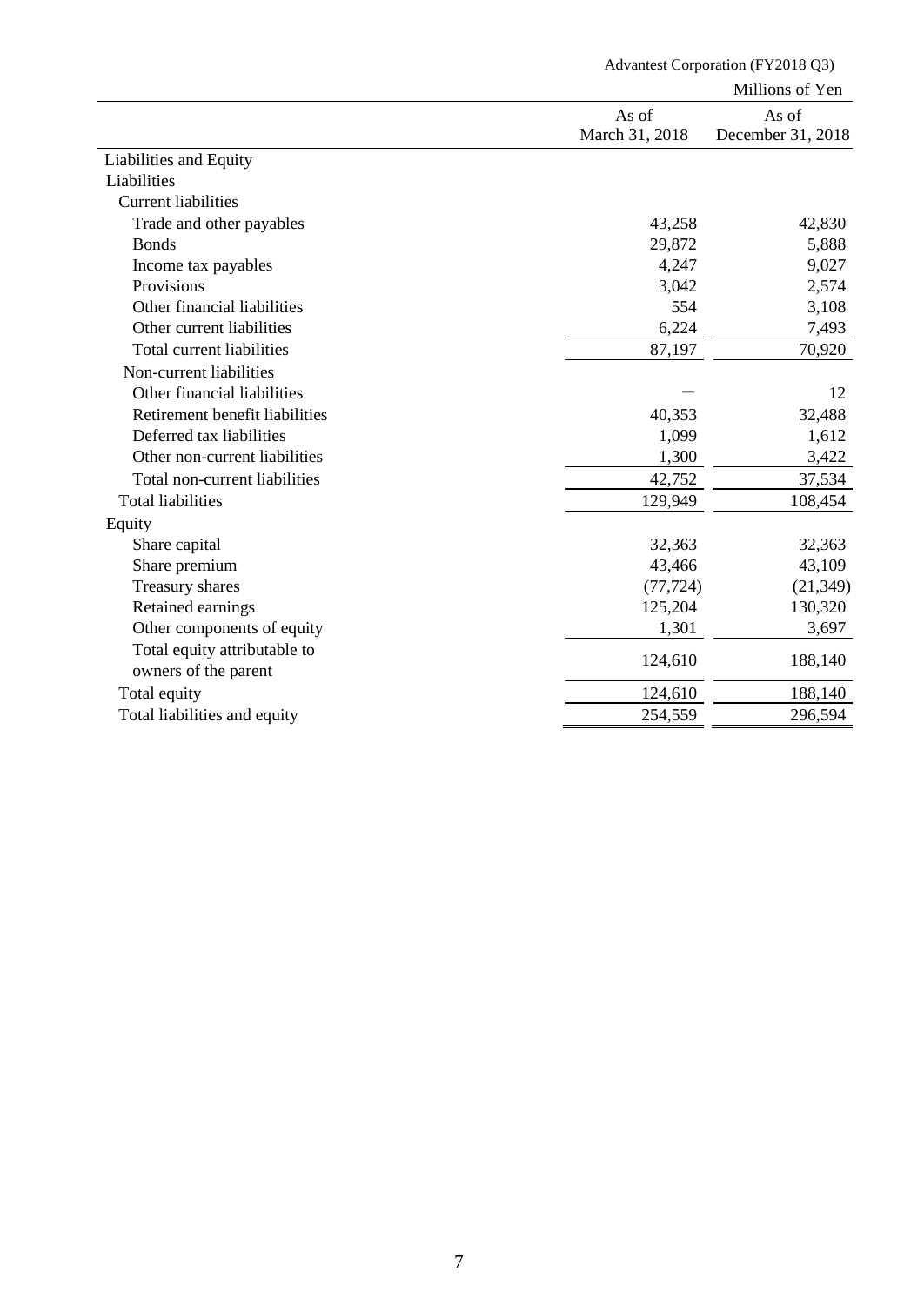Millions of Yen

| | As of March 31, 2018 | As of December 31, 2018 |
|---|---|---|
| Liabilities and Equity | | |
| Liabilities | | |
| Current liabilities | | |
| Trade and other payables | 43,258 | 42,830 |
| Bonds | 29,872 | 5,888 |
| Income tax payables | 4,247 | 9,027 |
| Provisions | 3,042 | 2,574 |
| Other financial liabilities | 554 | 3,108 |
| Other current liabilities | 6,224 | 7,493 |
| Total current liabilities | 87,197 | 70,920 |
| Non-current liabilities | | |
| Other financial liabilities | — | 12 |
| Retirement benefit liabilities | 40,353 | 32,488 |
| Deferred tax liabilities | 1,099 | 1,612 |
| Other non-current liabilities | 1,300 | 3,422 |
| Total non-current liabilities | 42,752 | 37,534 |
| Total liabilities | 129,949 | 108,454 |
| Equity | | |
| Share capital | 32,363 | 32,363 |
| Share premium | 43,466 | 43,109 |
| Treasury shares | (77,724) | (21,349) |
| Retained earnings | 125,204 | 130,320 |
| Other components of equity | 1,301 | 3,697 |
| Total equity attributable to owners of the parent | 124,610 | 188,140 |
| Total equity | 124,610 | 188,140 |
| Total liabilities and equity | 254,559 | 296,594 |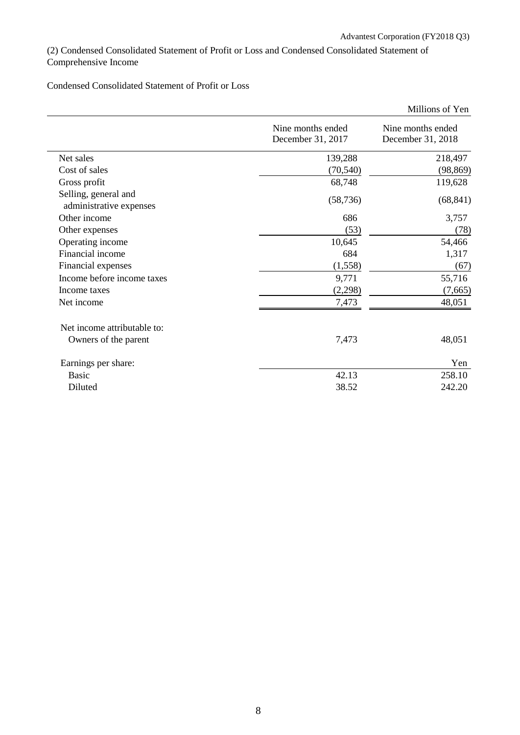## (2) Condensed Consolidated Statement of Profit or Loss and Condensed Consolidated Statement of Comprehensive Income

### Condensed Consolidated Statement of Profit or Loss

Millions of Yen

| | Nine months ended December 31, 2017 | Nine months ended December 31, 2018 |
|---|---|---|
| Net sales | 139,288 | 218,497 |
| Cost of sales | (70,540) | (98,869) |
| Gross profit | 68,748 | 119,628 |
| Selling, general and administrative expenses | (58,736) | (68,841) |
| Other income | 686 | 3,757 |
| Other expenses | (53) | (78) |
| Operating income | 10,645 | 54,466 |
| Financial income | 684 | 1,317 |
| Financial expenses | (1,558) | (67) |
| Income before income taxes | 9,771 | 55,716 |
| Income taxes | (2,298) | (7,665) |
| Net income | 7,473 | 48,051 |
| | | |
| Net income attributable to: | | |
| Owners of the parent | 7,473 | 48,051 |
| | | |
| Earnings per share: | | Yen |
| Basic | 42.13 | 258.10 |
| Diluted | 38.52 | 242.20 |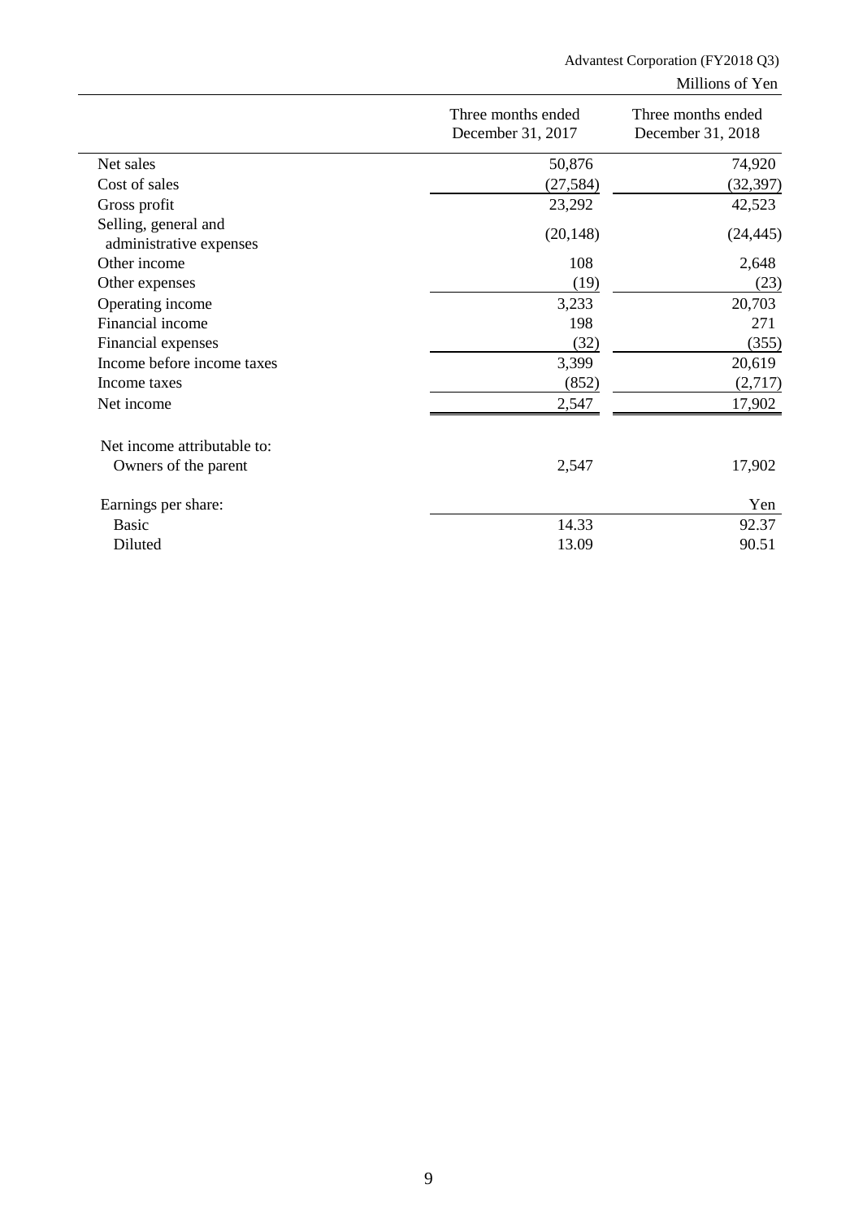Millions of Yen

| | Three months ended December 31, 2017 | Three months ended December 31, 2018 |
|---|---|---|
| Net sales | 50,876 | 74,920 |
| Cost of sales | (27,584) | (32,397) |
| Gross profit | 23,292 | 42,523 |
| Selling, general and administrative expenses | (20,148) | (24,445) |
| Other income | 108 | 2,648 |
| Other expenses | (19) | (23) |
| Operating income | 3,233 | 20,703 |
| Financial income | 198 | 271 |
| Financial expenses | (32) | (355) |
| Income before income taxes | 3,399 | 20,619 |
| Income taxes | (852) | (2,717) |
| Net income | 2,547 | 17,902 |
| Net income attributable to: | | |
| Owners of the parent | 2,547 | 17,902 |
| Earnings per share: | | Yen |
| Basic | 14.33 | 92.37 |
| Diluted | 13.09 | 90.51 |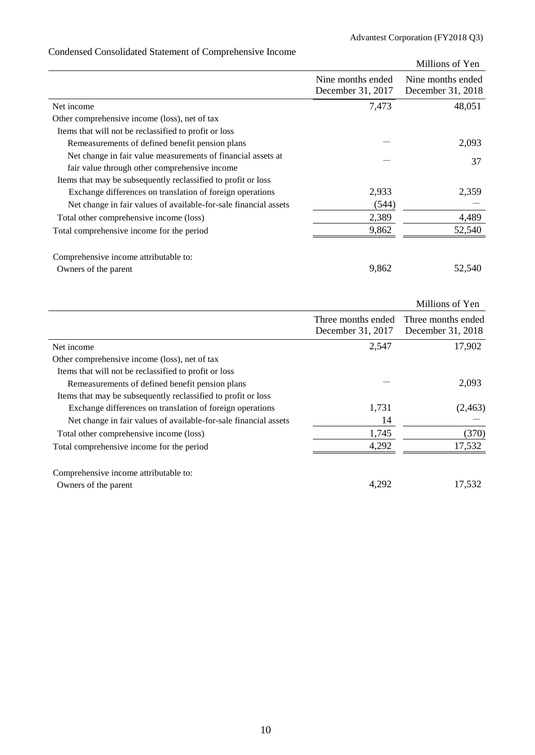## Condensed Consolidated Statement of Comprehensive Income

Millions of Yen

| | Nine months ended December 31, 2017 | Nine months ended December 31, 2018 |
|---|---|---|
| Net income | 7,473 | 48,051 |
| Other comprehensive income (loss), net of tax | | |
| Items that will not be reclassified to profit or loss | | |
| Remeasurements of defined benefit pension plans | ― | 2,093 |
| Net change in fair value measurements of financial assets at fair value through other comprehensive income | ― | 37 |
| Items that may be subsequently reclassified to profit or loss | | |
| Exchange differences on translation of foreign operations | 2,933 | 2,359 |
| Net change in fair values of available-for-sale financial assets | (544) | ― |
| Total other comprehensive income (loss) | 2,389 | 4,489 |
| Total comprehensive income for the period | 9,862 | 52,540 |
| | | |
| Comprehensive income attributable to: | | |
| Owners of the parent | 9,862 | 52,540 |

Millions of Yen

| | Three months ended December 31, 2017 | Three months ended December 31, 2018 |
|---|---|---|
| Net income | 2,547 | 17,902 |
| Other comprehensive income (loss), net of tax | | |
| Items that will not be reclassified to profit or loss | | |
| Remeasurements of defined benefit pension plans | ― | 2,093 |
| Items that may be subsequently reclassified to profit or loss | | |
| Exchange differences on translation of foreign operations | 1,731 | (2,463) |
| Net change in fair values of available-for-sale financial assets | 14 | ― |
| Total other comprehensive income (loss) | 1,745 | (370) |
| Total comprehensive income for the period | 4,292 | 17,532 |
| | | |
| Comprehensive income attributable to: | | |
| Owners of the parent | 4,292 | 17,532 |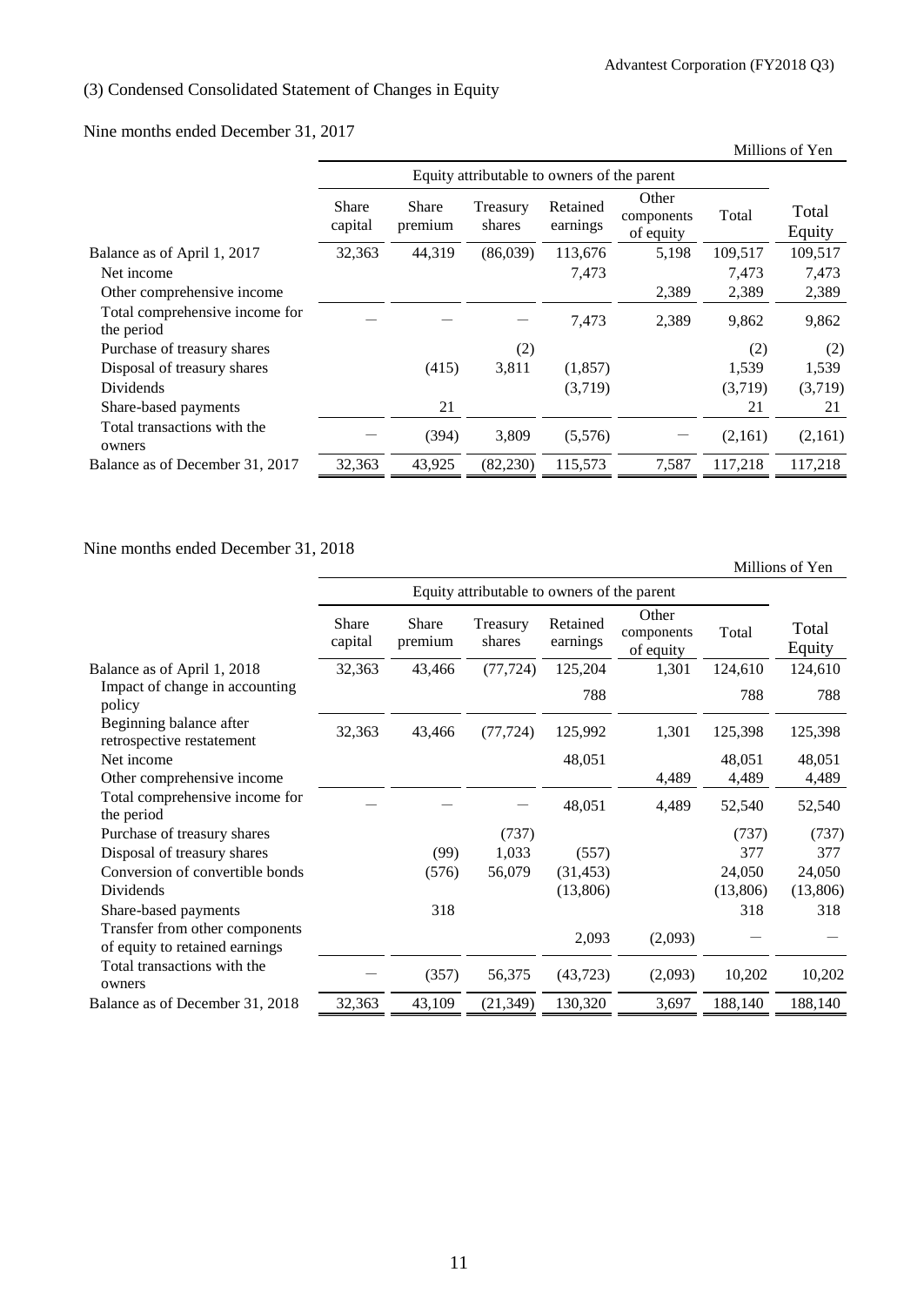## (3) Condensed Consolidated Statement of Changes in Equity

### Nine months ended December 31, 2017

Millions of Yen

| | Equity attributable to owners of the parent | | | | | | |
|---|---|---|---|---|---|---|---|
| | Share capital | Share premium | Treasury shares | Retained earnings | Other components of equity | Total | Total Equity |
| Balance as of April 1, 2017 | 32,363 | 44,319 | (86,039) | 113,676 | 5,198 | 109,517 | 109,517 |
| Net income | | | | 7,473 | | 7,473 | 7,473 |
| Other comprehensive income | | | | | 2,389 | 2,389 | 2,389 |
| Total comprehensive income for the period | ― | ― | ― | 7,473 | 2,389 | 9,862 | 9,862 |
| Purchase of treasury shares | | | (2) | | | (2) | (2) |
| Disposal of treasury shares | | (415) | 3,811 | (1,857) | | 1,539 | 1,539 |
| Dividends | | | | (3,719) | | (3,719) | (3,719) |
| Share-based payments | | 21 | | | | 21 | 21 |
| Total transactions with the owners | ― | (394) | 3,809 | (5,576) | ― | (2,161) | (2,161) |
| Balance as of December 31, 2017 | 32,363 | 43,925 | (82,230) | 115,573 | 7,587 | 117,218 | 117,218 |

### Nine months ended December 31, 2018

Millions of Yen

| | Equity attributable to owners of the parent | | | | | | |
|---|---|---|---|---|---|---|---|
| | Share capital | Share premium | Treasury shares | Retained earnings | Other components of equity | Total | Total Equity |
| Balance as of April 1, 2018 | 32,363 | 43,466 | (77,724) | 125,204 | 1,301 | 124,610 | 124,610 |
| Impact of change in accounting policy | | | | 788 | | 788 | 788 |
| Beginning balance after retrospective restatement | 32,363 | 43,466 | (77,724) | 125,992 | 1,301 | 125,398 | 125,398 |
| Net income | | | | 48,051 | | 48,051 | 48,051 |
| Other comprehensive income | | | | | 4,489 | 4,489 | 4,489 |
| Total comprehensive income for the period | ― | ― | ― | 48,051 | 4,489 | 52,540 | 52,540 |
| Purchase of treasury shares | | | (737) | | | (737) | (737) |
| Disposal of treasury shares | | (99) | 1,033 | (557) | | 377 | 377 |
| Conversion of convertible bonds | | (576) | 56,079 | (31,453) | | 24,050 | 24,050 |
| Dividends | | | | (13,806) | | (13,806) | (13,806) |
| Share-based payments | | 318 | | | | 318 | 318 |
| Transfer from other components of equity to retained earnings | | | | 2,093 | (2,093) | ― | ― |
| Total transactions with the owners | ― | (357) | 56,375 | (43,723) | (2,093) | 10,202 | 10,202 |
| Balance as of December 31, 2018 | 32,363 | 43,109 | (21,349) | 130,320 | 3,697 | 188,140 | 188,140 |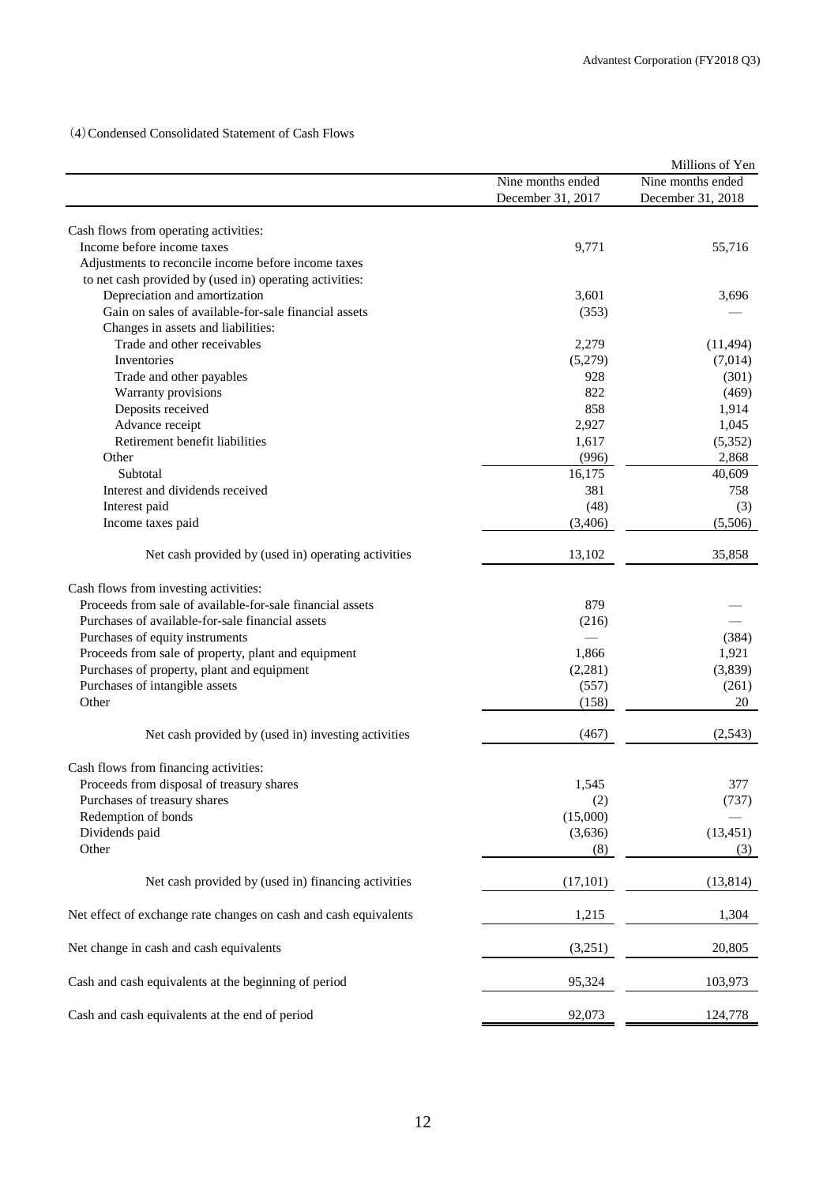(4) Condensed Consolidated Statement of Cash Flows

| | | Millions of Yen |
|---|---|---|
| | Nine months ended December 31, 2017 | Nine months ended December 31, 2018 |
| Cash flows from operating activities: | | |
| Income before income taxes | 9,771 | 55,716 |
| Adjustments to reconcile income before income taxes to net cash provided by (used in) operating activities: | | |
| Depreciation and amortization | 3,601 | 3,696 |
| Gain on sales of available-for-sale financial assets | (353) | — |
| Changes in assets and liabilities: | | |
| Trade and other receivables | 2,279 | (11,494) |
| Inventories | (5,279) | (7,014) |
| Trade and other payables | 928 | (301) |
| Warranty provisions | 822 | (469) |
| Deposits received | 858 | 1,914 |
| Advance receipt | 2,927 | 1,045 |
| Retirement benefit liabilities | 1,617 | (5,352) |
| Other | (996) | 2,868 |
| Subtotal | 16,175 | 40,609 |
| Interest and dividends received | 381 | 758 |
| Interest paid | (48) | (3) |
| Income taxes paid | (3,406) | (5,506) |
| Net cash provided by (used in) operating activities | 13,102 | 35,858 |
| Cash flows from investing activities: | | |
| Proceeds from sale of available-for-sale financial assets | 879 | — |
| Purchases of available-for-sale financial assets | (216) | — |
| Purchases of equity instruments | — | (384) |
| Proceeds from sale of property, plant and equipment | 1,866 | 1,921 |
| Purchases of property, plant and equipment | (2,281) | (3,839) |
| Purchases of intangible assets | (557) | (261) |
| Other | (158) | 20 |
| Net cash provided by (used in) investing activities | (467) | (2,543) |
| Cash flows from financing activities: | | |
| Proceeds from disposal of treasury shares | 1,545 | 377 |
| Purchases of treasury shares | (2) | (737) |
| Redemption of bonds | (15,000) | — |
| Dividends paid | (3,636) | (13,451) |
| Other | (8) | (3) |
| Net cash provided by (used in) financing activities | (17,101) | (13,814) |
| Net effect of exchange rate changes on cash and cash equivalents | 1,215 | 1,304 |
| Net change in cash and cash equivalents | (3,251) | 20,805 |
| Cash and cash equivalents at the beginning of period | 95,324 | 103,973 |
| Cash and cash equivalents at the end of period | 92,073 | 124,778 |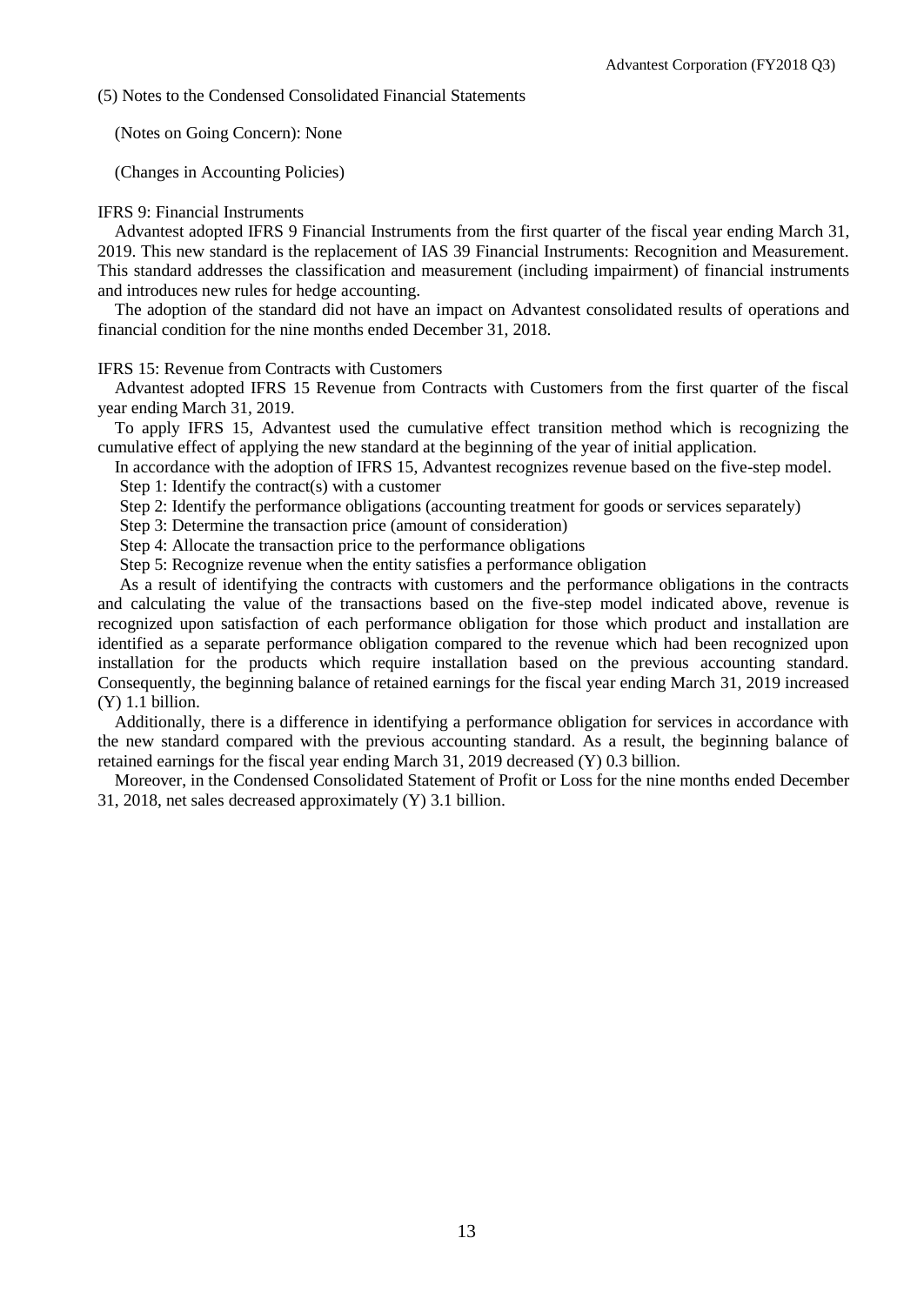(5) Notes to the Condensed Consolidated Financial Statements

(Notes on Going Concern): None

(Changes in Accounting Policies)

IFRS 9: Financial Instruments

Advantest adopted IFRS 9 Financial Instruments from the first quarter of the fiscal year ending March 31, 2019. This new standard is the replacement of IAS 39 Financial Instruments: Recognition and Measurement. This standard addresses the classification and measurement (including impairment) of financial instruments and introduces new rules for hedge accounting.

The adoption of the standard did not have an impact on Advantest consolidated results of operations and financial condition for the nine months ended December 31, 2018.

IFRS 15: Revenue from Contracts with Customers

Advantest adopted IFRS 15 Revenue from Contracts with Customers from the first quarter of the fiscal year ending March 31, 2019.

To apply IFRS 15, Advantest used the cumulative effect transition method which is recognizing the cumulative effect of applying the new standard at the beginning of the year of initial application.

In accordance with the adoption of IFRS 15, Advantest recognizes revenue based on the five-step model.

Step 1: Identify the contract(s) with a customer

Step 2: Identify the performance obligations (accounting treatment for goods or services separately)

Step 3: Determine the transaction price (amount of consideration)

Step 4: Allocate the transaction price to the performance obligations

Step 5: Recognize revenue when the entity satisfies a performance obligation

As a result of identifying the contracts with customers and the performance obligations in the contracts and calculating the value of the transactions based on the five-step model indicated above, revenue is recognized upon satisfaction of each performance obligation for those which product and installation are identified as a separate performance obligation compared to the revenue which had been recognized upon installation for the products which require installation based on the previous accounting standard. Consequently, the beginning balance of retained earnings for the fiscal year ending March 31, 2019 increased (Y) 1.1 billion.

Additionally, there is a difference in identifying a performance obligation for services in accordance with the new standard compared with the previous accounting standard. As a result, the beginning balance of retained earnings for the fiscal year ending March 31, 2019 decreased (Y) 0.3 billion.

Moreover, in the Condensed Consolidated Statement of Profit or Loss for the nine months ended December 31, 2018, net sales decreased approximately (Y) 3.1 billion.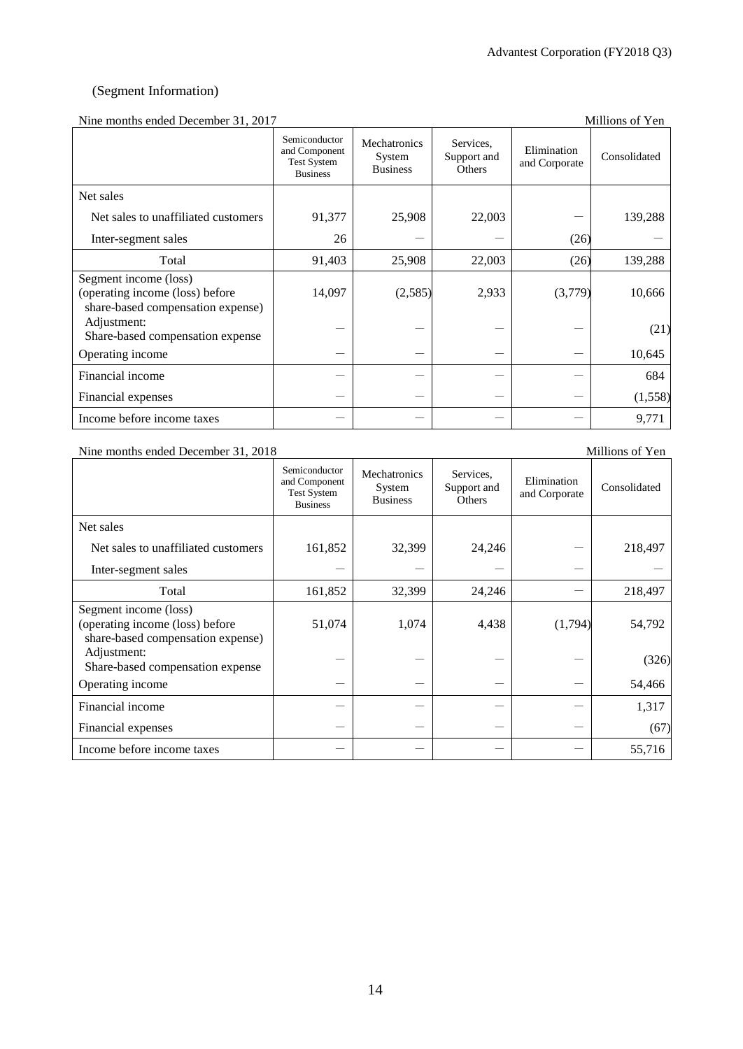(Segment Information)

Nine months ended December 31, 2017 — Millions of Yen

| | Semiconductor and Component Test System Business | Mechatronics System Business | Services, Support and Others | Elimination and Corporate | Consolidated |
|---|---|---|---|---|---|
| Net sales | | | | | |
| Net sales to unaffiliated customers | 91,377 | 25,908 | 22,003 | ― | 139,288 |
| Inter-segment sales | 26 | ― | ― | (26) | ― |
| Total | 91,403 | 25,908 | 22,003 | (26) | 139,288 |
| Segment income (loss) (operating income (loss) before share-based compensation expense) | 14,097 | (2,585) | 2,933 | (3,779) | 10,666 |
| Adjustment: Share-based compensation expense | ― | ― | ― | ― | (21) |
| Operating income | ― | ― | ― | ― | 10,645 |
| Financial income | ― | ― | ― | ― | 684 |
| Financial expenses | ― | ― | ― | ― | (1,558) |
| Income before income taxes | ― | ― | ― | ― | 9,771 |

Nine months ended December 31, 2018 — Millions of Yen

| | Semiconductor and Component Test System Business | Mechatronics System Business | Services, Support and Others | Elimination and Corporate | Consolidated |
|---|---|---|---|---|---|
| Net sales | | | | | |
| Net sales to unaffiliated customers | 161,852 | 32,399 | 24,246 | ― | 218,497 |
| Inter-segment sales | ― | ― | ― | ― | ― |
| Total | 161,852 | 32,399 | 24,246 | ― | 218,497 |
| Segment income (loss) (operating income (loss) before share-based compensation expense) | 51,074 | 1,074 | 4,438 | (1,794) | 54,792 |
| Adjustment: Share-based compensation expense | ― | ― | ― | ― | (326) |
| Operating income | ― | ― | ― | ― | 54,466 |
| Financial income | ― | ― | ― | ― | 1,317 |
| Financial expenses | ― | ― | ― | ― | (67) |
| Income before income taxes | ― | ― | ― | ― | 55,716 |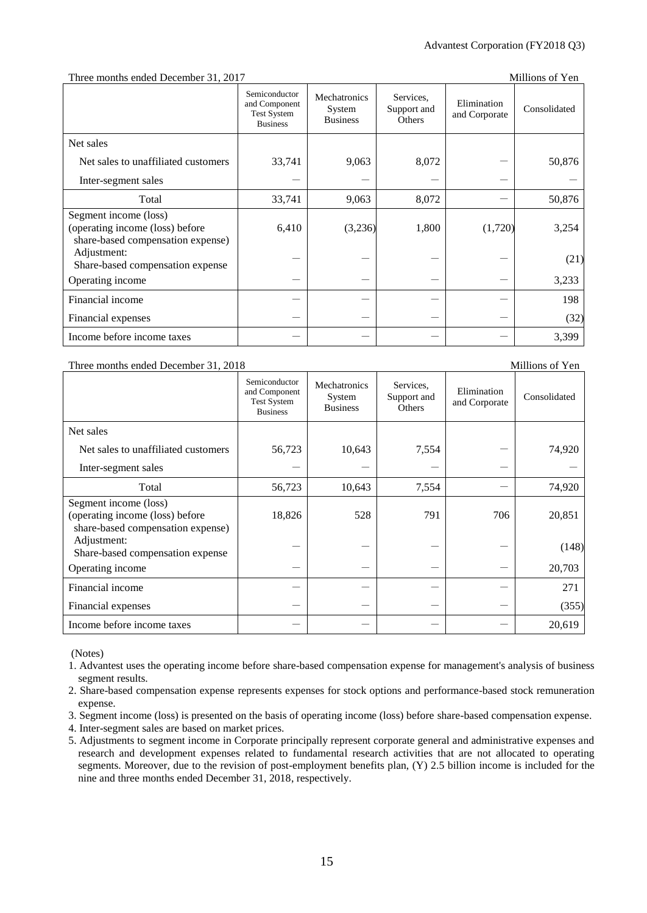Three months ended December 31, 2017 — Millions of Yen

| | Semiconductor and Component Test System Business | Mechatronics System Business | Services, Support and Others | Elimination and Corporate | Consolidated |
|---|---|---|---|---|---|
| Net sales | | | | | |
| Net sales to unaffiliated customers | 33,741 | 9,063 | 8,072 | — | 50,876 |
| Inter-segment sales | — | — | — | — | — |
| Total | 33,741 | 9,063 | 8,072 | — | 50,876 |
| Segment income (loss) (operating income (loss) before share-based compensation expense) | 6,410 | (3,236) | 1,800 | (1,720) | 3,254 |
| Adjustment: Share-based compensation expense | — | — | — | — | (21) |
| Operating income | — | — | — | — | 3,233 |
| Financial income | — | — | — | — | 198 |
| Financial expenses | — | — | — | — | (32) |
| Income before income taxes | — | — | — | — | 3,399 |

Three months ended December 31, 2018 — Millions of Yen

| | Semiconductor and Component Test System Business | Mechatronics System Business | Services, Support and Others | Elimination and Corporate | Consolidated |
|---|---|---|---|---|---|
| Net sales | | | | | |
| Net sales to unaffiliated customers | 56,723 | 10,643 | 7,554 | — | 74,920 |
| Inter-segment sales | — | — | — | — | — |
| Total | 56,723 | 10,643 | 7,554 | — | 74,920 |
| Segment income (loss) (operating income (loss) before share-based compensation expense) | 18,826 | 528 | 791 | 706 | 20,851 |
| Adjustment: Share-based compensation expense | — | — | — | — | (148) |
| Operating income | — | — | — | — | 20,703 |
| Financial income | — | — | — | — | 271 |
| Financial expenses | — | — | — | — | (355) |
| Income before income taxes | — | — | — | — | 20,619 |

(Notes)

1. Advantest uses the operating income before share-based compensation expense for management's analysis of business segment results.
2. Share-based compensation expense represents expenses for stock options and performance-based stock remuneration expense.
3. Segment income (loss) is presented on the basis of operating income (loss) before share-based compensation expense.
4. Inter-segment sales are based on market prices.
5. Adjustments to segment income in Corporate principally represent corporate general and administrative expenses and research and development expenses related to fundamental research activities that are not allocated to operating segments. Moreover, due to the revision of post-employment benefits plan, (Y) 2.5 billion income is included for the nine and three months ended December 31, 2018, respectively.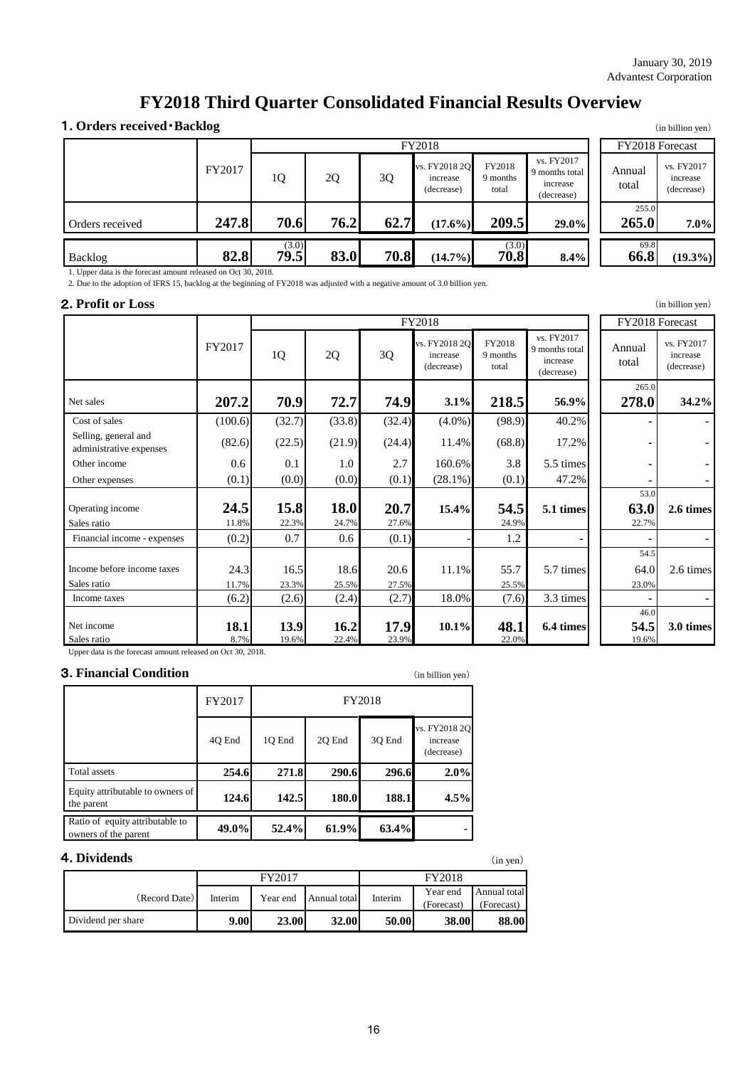January 30, 2019
Advantest Corporation

# FY2018 Third Quarter Consolidated Financial Results Overview

## 1. Orders received・Backlog

(in billion yen)

| | FY2017 | FY2018 | | | | | | FY2018 Forecast | |
|---|---|---|---|---|---|---|---|---|---|
| | | 1Q | 2Q | 3Q | vs. FY2018 2Q increase (decrease) | FY2018 9 months total | vs. FY2017 9 months total increase (decrease) | Annual total | vs. FY2017 increase (decrease) |
| Orders received | **247.8** | **70.6** | **76.2** | **62.7** | **(17.6%)** | **209.5** | **29.0%** | 255.0<br>**265.0** | **7.0%** |
| Backlog | **82.8** | (3.0)<br>**79.5** | **83.0** | **70.8** | **(14.7%)** | (3.0)<br>**70.8** | **8.4%** | 69.8<br>**66.8** | **(19.3%)** |

1. Upper data is the forecast amount released on Oct 30, 2018.
2. Due to the adoption of IFRS 15, backlog at the beginning of FY2018 was adjusted with a negative amount of 3.0 billion yen.

## 2. Profit or Loss

(in billion yen)

| | FY2017 | FY2018 | | | | | | FY2018 Forecast | |
|---|---|---|---|---|---|---|---|---|---|
| | | 1Q | 2Q | 3Q | vs. FY2018 2Q increase (decrease) | FY2018 9 months total | vs. FY2017 9 months total increase (decrease) | Annual total | vs. FY2017 increase (decrease) |
| Net sales | **207.2** | **70.9** | **72.7** | **74.9** | **3.1%** | **218.5** | **56.9%** | 265.0<br>**278.0** | **34.2%** |
| Cost of sales | (100.6) | (32.7) | (33.8) | (32.4) | (4.0%) | (98.9) | 40.2% | - | - |
| Selling, general and administrative expenses | (82.6) | (22.5) | (21.9) | (24.4) | 11.4% | (68.8) | 17.2% | - | - |
| Other income | 0.6 | 0.1 | 1.0 | 2.7 | 160.6% | 3.8 | 5.5 times | - | - |
| Other expenses | (0.1) | (0.0) | (0.0) | (0.1) | (28.1%) | (0.1) | 47.2% | - | - |
| Operating income | **24.5** | **15.8** | **18.0** | **20.7** | **15.4%** | **54.5** | **5.1 times** | 53.0<br>**63.0** | **2.6 times** |
| Sales ratio | 11.8% | 22.3% | 24.7% | 27.6% | | 24.9% | | 22.7% | |
| Financial income - expenses | (0.2) | 0.7 | 0.6 | (0.1) | - | 1.2 | - | - | - |
| Income before income taxes | 24.3 | 16.5 | 18.6 | 20.6 | 11.1% | 55.7 | 5.7 times | 54.5<br>64.0 | 2.6 times |
| Sales ratio | 11.7% | 23.3% | 25.5% | 27.5% | | 25.5% | | 23.0% | |
| Income taxes | (6.2) | (2.6) | (2.4) | (2.7) | 18.0% | (7.6) | 3.3 times | - | - |
| Net income | **18.1** | **13.9** | **16.2** | **17.9** | **10.1%** | **48.1** | **6.4 times** | 46.0<br>**54.5** | **3.0 times** |
| Sales ratio | 8.7% | 19.6% | 22.4% | 23.9% | | 22.0% | | 19.6% | |

Upper data is the forecast amount released on Oct 30, 2018.

## 3. Financial Condition

(in billion yen)

| | FY2017 | FY2018 | | | |
|---|---|---|---|---|---|
| | 4Q End | 1Q End | 2Q End | 3Q End | vs. FY2018 2Q increase (decrease) |
| Total assets | **254.6** | **271.8** | **290.6** | **296.6** | **2.0%** |
| Equity attributable to owners of the parent | **124.6** | **142.5** | **180.0** | **188.1** | **4.5%** |
| Ratio of equity attributable to owners of the parent | **49.0%** | **52.4%** | **61.9%** | **63.4%** | **-** |

## 4. Dividends

(in yen)

| | FY2017 | | | FY2018 | | |
|---|---|---|---|---|---|---|
| (Record Date) | Interim | Year end | Annual total | Interim | Year end (Forecast) | Annual total (Forecast) |
| Dividend per share | **9.00** | **23.00** | **32.00** | **50.00** | **38.00** | **88.00** |